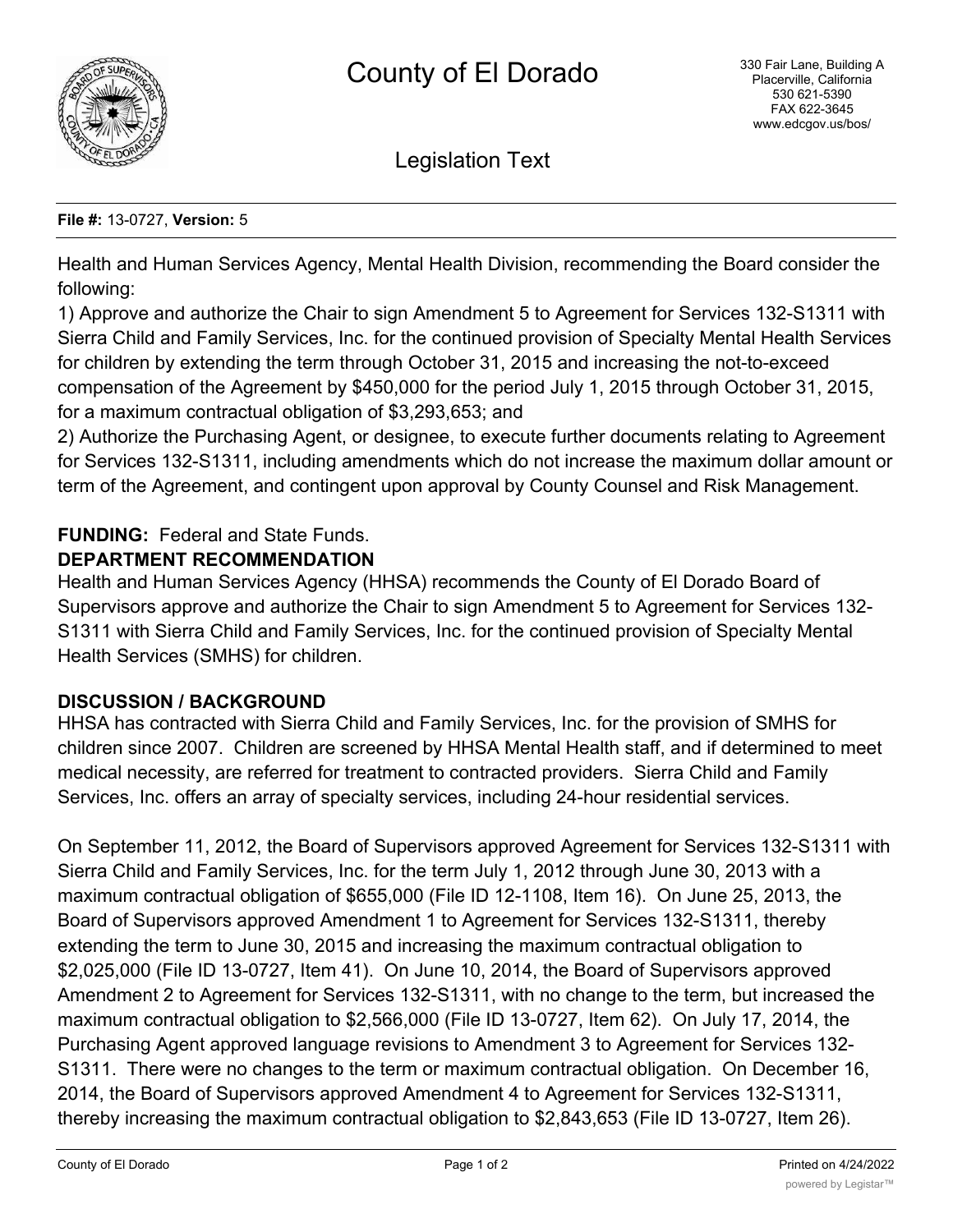# County of El Dorado

330 Fair Lane, Building A
Placerville, California
530 621-5390
FAX 622-3645
www.edcgov.us/bos/

## Legislation Text

**File #:** 13-0727, **Version:** 5

Health and Human Services Agency, Mental Health Division, recommending the Board consider the following:

1) Approve and authorize the Chair to sign Amendment 5 to Agreement for Services 132-S1311 with Sierra Child and Family Services, Inc. for the continued provision of Specialty Mental Health Services for children by extending the term through October 31, 2015 and increasing the not-to-exceed compensation of the Agreement by $450,000 for the period July 1, 2015 through October 31, 2015, for a maximum contractual obligation of $3,293,653; and

2) Authorize the Purchasing Agent, or designee, to execute further documents relating to Agreement for Services 132-S1311, including amendments which do not increase the maximum dollar amount or term of the Agreement, and contingent upon approval by County Counsel and Risk Management.

**FUNDING:** Federal and State Funds.

**DEPARTMENT RECOMMENDATION**

Health and Human Services Agency (HHSA) recommends the County of El Dorado Board of Supervisors approve and authorize the Chair to sign Amendment 5 to Agreement for Services 132-S1311 with Sierra Child and Family Services, Inc. for the continued provision of Specialty Mental Health Services (SMHS) for children.

**DISCUSSION / BACKGROUND**

HHSA has contracted with Sierra Child and Family Services, Inc. for the provision of SMHS for children since 2007. Children are screened by HHSA Mental Health staff, and if determined to meet medical necessity, are referred for treatment to contracted providers. Sierra Child and Family Services, Inc. offers an array of specialty services, including 24-hour residential services.

On September 11, 2012, the Board of Supervisors approved Agreement for Services 132-S1311 with Sierra Child and Family Services, Inc. for the term July 1, 2012 through June 30, 2013 with a maximum contractual obligation of $655,000 (File ID 12-1108, Item 16). On June 25, 2013, the Board of Supervisors approved Amendment 1 to Agreement for Services 132-S1311, thereby extending the term to June 30, 2015 and increasing the maximum contractual obligation to $2,025,000 (File ID 13-0727, Item 41). On June 10, 2014, the Board of Supervisors approved Amendment 2 to Agreement for Services 132-S1311, with no change to the term, but increased the maximum contractual obligation to $2,566,000 (File ID 13-0727, Item 62). On July 17, 2014, the Purchasing Agent approved language revisions to Amendment 3 to Agreement for Services 132-S1311. There were no changes to the term or maximum contractual obligation. On December 16, 2014, the Board of Supervisors approved Amendment 4 to Agreement for Services 132-S1311, thereby increasing the maximum contractual obligation to $2,843,653 (File ID 13-0727, Item 26).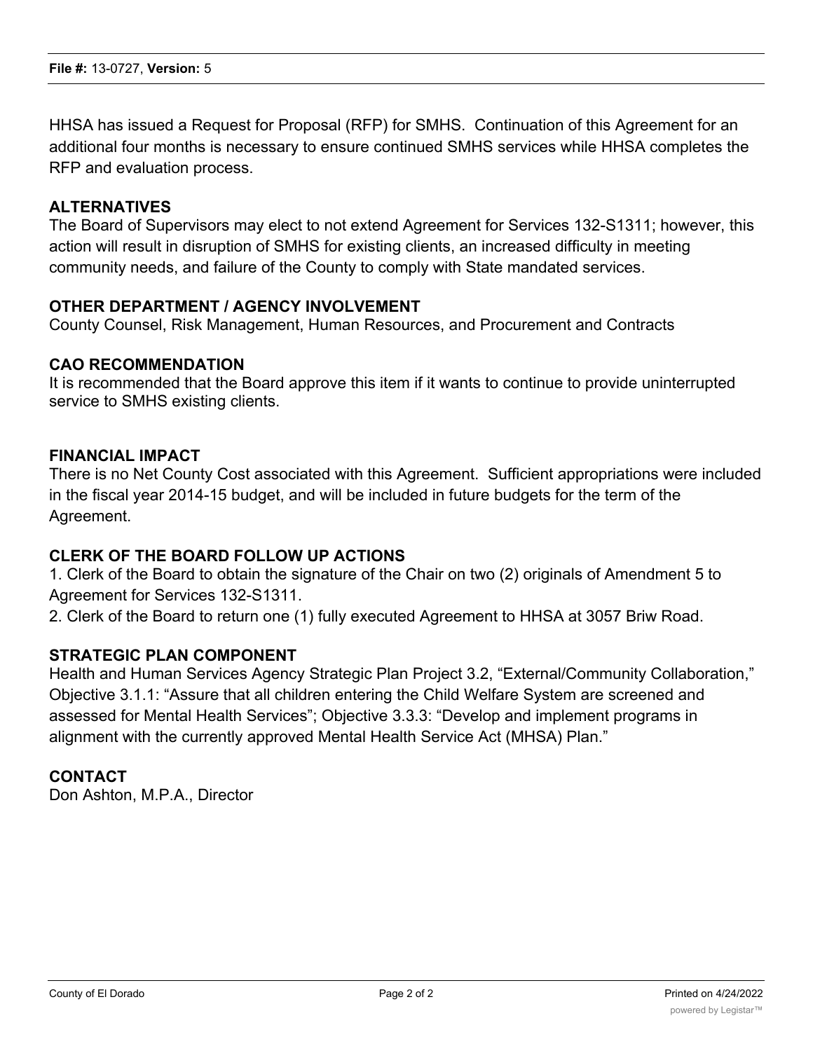HHSA has issued a Request for Proposal (RFP) for SMHS. Continuation of this Agreement for an additional four months is necessary to ensure continued SMHS services while HHSA completes the RFP and evaluation process.

**ALTERNATIVES**

The Board of Supervisors may elect to not extend Agreement for Services 132-S1311; however, this action will result in disruption of SMHS for existing clients, an increased difficulty in meeting community needs, and failure of the County to comply with State mandated services.

**OTHER DEPARTMENT / AGENCY INVOLVEMENT**

County Counsel, Risk Management, Human Resources, and Procurement and Contracts

**CAO RECOMMENDATION**

It is recommended that the Board approve this item if it wants to continue to provide uninterrupted service to SMHS existing clients.

**FINANCIAL IMPACT**

There is no Net County Cost associated with this Agreement. Sufficient appropriations were included in the fiscal year 2014-15 budget, and will be included in future budgets for the term of the Agreement.

**CLERK OF THE BOARD FOLLOW UP ACTIONS**

1. Clerk of the Board to obtain the signature of the Chair on two (2) originals of Amendment 5 to Agreement for Services 132-S1311.
2. Clerk of the Board to return one (1) fully executed Agreement to HHSA at 3057 Briw Road.

**STRATEGIC PLAN COMPONENT**

Health and Human Services Agency Strategic Plan Project 3.2, "External/Community Collaboration," Objective 3.1.1: "Assure that all children entering the Child Welfare System are screened and assessed for Mental Health Services"; Objective 3.3.3: "Develop and implement programs in alignment with the currently approved Mental Health Service Act (MHSA) Plan."

**CONTACT**

Don Ashton, M.P.A., Director